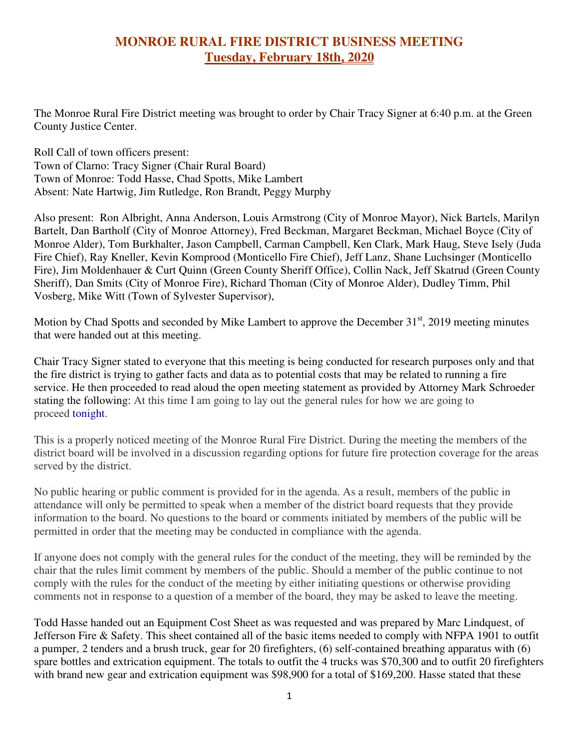# MONROE RURAL FIRE DISTRICT BUSINESS MEETING

## Tuesday, February 18th, 2020

The Monroe Rural Fire District meeting was brought to order by Chair Tracy Signer at 6:40 p.m. at the Green County Justice Center.

Roll Call of town officers present:
Town of Clarno: Tracy Signer (Chair Rural Board)
Town of Monroe: Todd Hasse, Chad Spotts, Mike Lambert
Absent: Nate Hartwig, Jim Rutledge, Ron Brandt, Peggy Murphy

Also present: Ron Albright, Anna Anderson, Louis Armstrong (City of Monroe Mayor), Nick Bartels, Marilyn Bartelt, Dan Bartholf (City of Monroe Attorney), Fred Beckman, Margaret Beckman, Michael Boyce (City of Monroe Alder), Tom Burkhalter, Jason Campbell, Carman Campbell, Ken Clark, Mark Haug, Steve Isely (Juda Fire Chief), Ray Kneller, Kevin Komprood (Monticello Fire Chief), Jeff Lanz, Shane Luchsinger (Monticello Fire), Jim Moldenhauer & Curt Quinn (Green County Sheriff Office), Collin Nack, Jeff Skatrud (Green County Sheriff), Dan Smits (City of Monroe Fire), Richard Thoman (City of Monroe Alder), Dudley Timm, Phil Vosberg, Mike Witt (Town of Sylvester Supervisor),

Motion by Chad Spotts and seconded by Mike Lambert to approve the December 31st, 2019 meeting minutes that were handed out at this meeting.

Chair Tracy Signer stated to everyone that this meeting is being conducted for research purposes only and that the fire district is trying to gather facts and data as to potential costs that may be related to running a fire service. He then proceeded to read aloud the open meeting statement as provided by Attorney Mark Schroeder stating the following: At this time I am going to lay out the general rules for how we are going to proceed tonight.

This is a properly noticed meeting of the Monroe Rural Fire District. During the meeting the members of the district board will be involved in a discussion regarding options for future fire protection coverage for the areas served by the district.

No public hearing or public comment is provided for in the agenda. As a result, members of the public in attendance will only be permitted to speak when a member of the district board requests that they provide information to the board. No questions to the board or comments initiated by members of the public will be permitted in order that the meeting may be conducted in compliance with the agenda.

If anyone does not comply with the general rules for the conduct of the meeting, they will be reminded by the chair that the rules limit comment by members of the public. Should a member of the public continue to not comply with the rules for the conduct of the meeting by either initiating questions or otherwise providing comments not in response to a question of a member of the board, they may be asked to leave the meeting.

Todd Hasse handed out an Equipment Cost Sheet as was requested and was prepared by Marc Lindquest, of Jefferson Fire & Safety. This sheet contained all of the basic items needed to comply with NFPA 1901 to outfit a pumper, 2 tenders and a brush truck, gear for 20 firefighters, (6) self-contained breathing apparatus with (6) spare bottles and extrication equipment. The totals to outfit the 4 trucks was $70,300 and to outfit 20 firefighters with brand new gear and extrication equipment was $98,900 for a total of $169,200. Hasse stated that these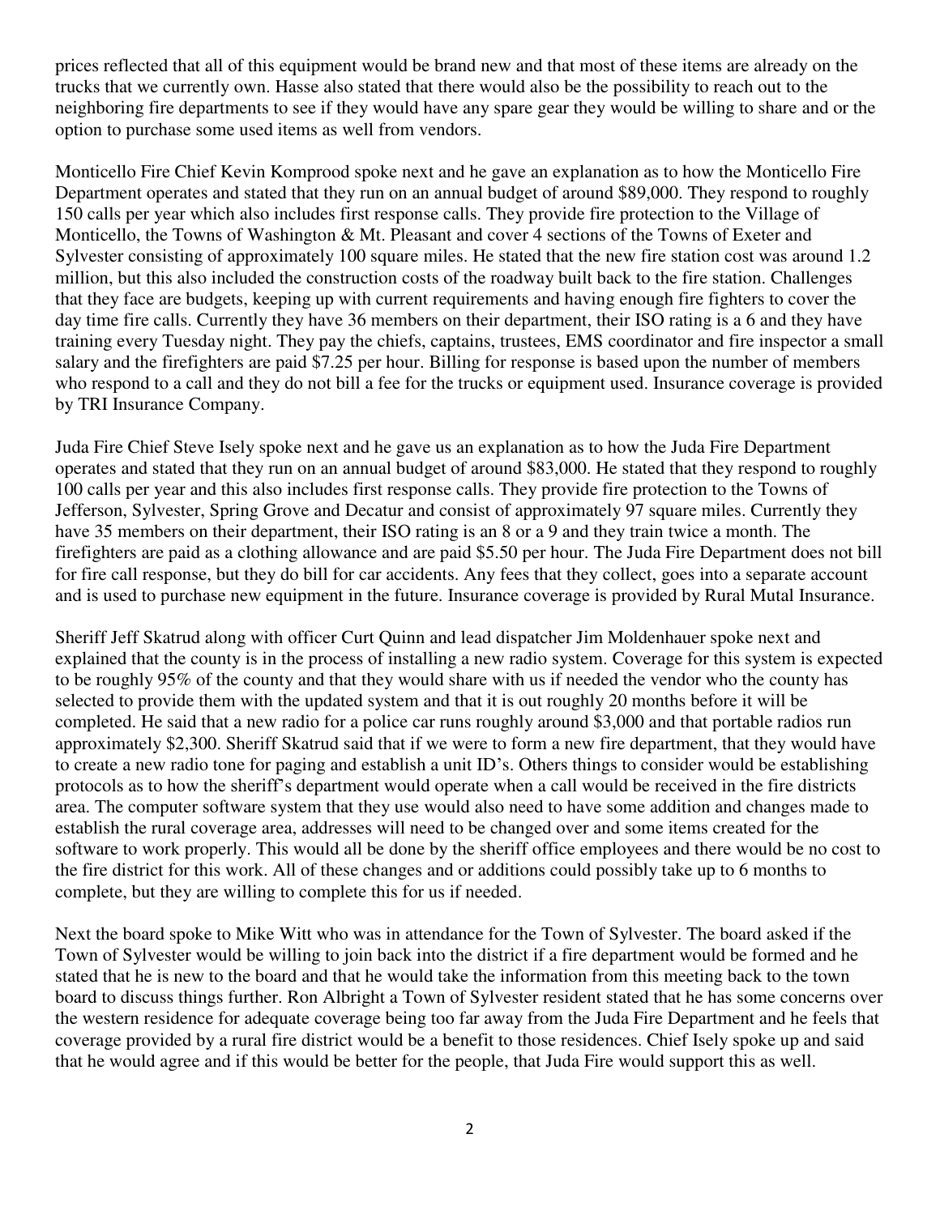prices reflected that all of this equipment would be brand new and that most of these items are already on the trucks that we currently own. Hasse also stated that there would also be the possibility to reach out to the neighboring fire departments to see if they would have any spare gear they would be willing to share and or the option to purchase some used items as well from vendors.

Monticello Fire Chief Kevin Komprood spoke next and he gave an explanation as to how the Monticello Fire Department operates and stated that they run on an annual budget of around $89,000. They respond to roughly 150 calls per year which also includes first response calls. They provide fire protection to the Village of Monticello, the Towns of Washington & Mt. Pleasant and cover 4 sections of the Towns of Exeter and Sylvester consisting of approximately 100 square miles. He stated that the new fire station cost was around 1.2 million, but this also included the construction costs of the roadway built back to the fire station. Challenges that they face are budgets, keeping up with current requirements and having enough fire fighters to cover the day time fire calls. Currently they have 36 members on their department, their ISO rating is a 6 and they have training every Tuesday night. They pay the chiefs, captains, trustees, EMS coordinator and fire inspector a small salary and the firefighters are paid $7.25 per hour. Billing for response is based upon the number of members who respond to a call and they do not bill a fee for the trucks or equipment used. Insurance coverage is provided by TRI Insurance Company.

Juda Fire Chief Steve Isely spoke next and he gave us an explanation as to how the Juda Fire Department operates and stated that they run on an annual budget of around $83,000. He stated that they respond to roughly 100 calls per year and this also includes first response calls. They provide fire protection to the Towns of Jefferson, Sylvester, Spring Grove and Decatur and consist of approximately 97 square miles. Currently they have 35 members on their department, their ISO rating is an 8 or a 9 and they train twice a month. The firefighters are paid as a clothing allowance and are paid $5.50 per hour. The Juda Fire Department does not bill for fire call response, but they do bill for car accidents. Any fees that they collect, goes into a separate account and is used to purchase new equipment in the future. Insurance coverage is provided by Rural Mutal Insurance.

Sheriff Jeff Skatrud along with officer Curt Quinn and lead dispatcher Jim Moldenhauer spoke next and explained that the county is in the process of installing a new radio system. Coverage for this system is expected to be roughly 95% of the county and that they would share with us if needed the vendor who the county has selected to provide them with the updated system and that it is out roughly 20 months before it will be completed. He said that a new radio for a police car runs roughly around $3,000 and that portable radios run approximately $2,300. Sheriff Skatrud said that if we were to form a new fire department, that they would have to create a new radio tone for paging and establish a unit ID's. Others things to consider would be establishing protocols as to how the sheriff's department would operate when a call would be received in the fire districts area. The computer software system that they use would also need to have some addition and changes made to establish the rural coverage area, addresses will need to be changed over and some items created for the software to work properly. This would all be done by the sheriff office employees and there would be no cost to the fire district for this work. All of these changes and or additions could possibly take up to 6 months to complete, but they are willing to complete this for us if needed.

Next the board spoke to Mike Witt who was in attendance for the Town of Sylvester. The board asked if the Town of Sylvester would be willing to join back into the district if a fire department would be formed and he stated that he is new to the board and that he would take the information from this meeting back to the town board to discuss things further. Ron Albright a Town of Sylvester resident stated that he has some concerns over the western residence for adequate coverage being too far away from the Juda Fire Department and he feels that coverage provided by a rural fire district would be a benefit to those residences. Chief Isely spoke up and said that he would agree and if this would be better for the people, that Juda Fire would support this as well.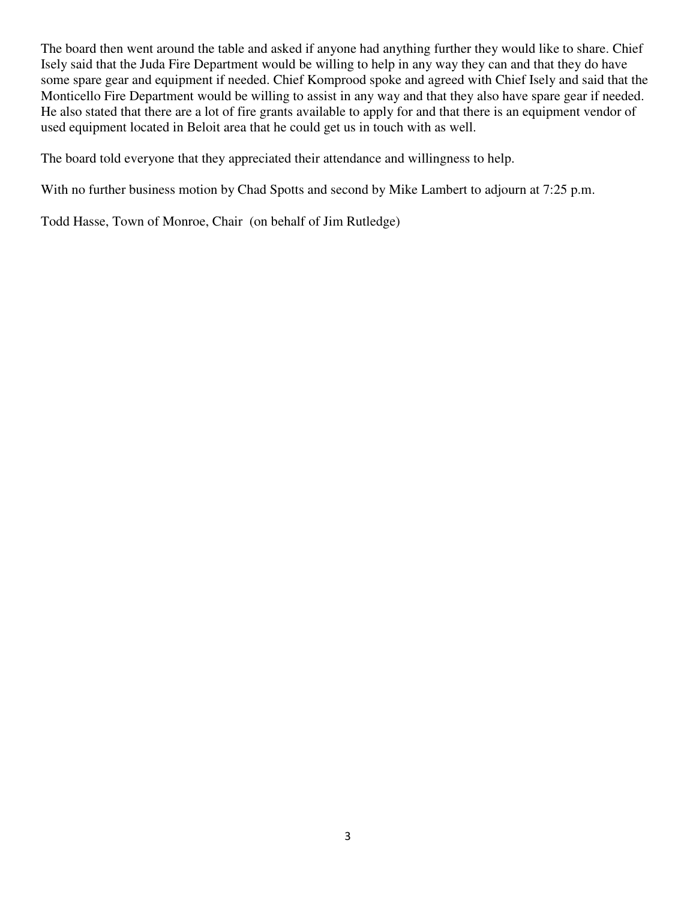The board then went around the table and asked if anyone had anything further they would like to share. Chief Isely said that the Juda Fire Department would be willing to help in any way they can and that they do have some spare gear and equipment if needed. Chief Komprood spoke and agreed with Chief Isely and said that the Monticello Fire Department would be willing to assist in any way and that they also have spare gear if needed. He also stated that there are a lot of fire grants available to apply for and that there is an equipment vendor of used equipment located in Beloit area that he could get us in touch with as well.

The board told everyone that they appreciated their attendance and willingness to help.

With no further business motion by Chad Spotts and second by Mike Lambert to adjourn at 7:25 p.m.

Todd Hasse, Town of Monroe, Chair (on behalf of Jim Rutledge)